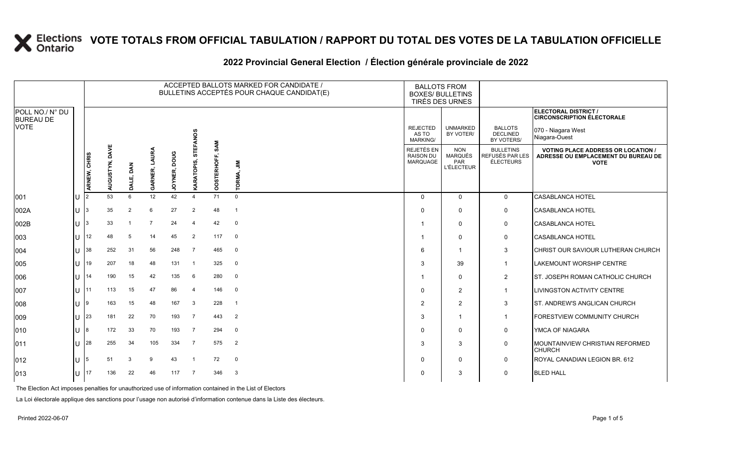# VOTE TOTALS FROM OFFICIAL TABULATION / RAPPORT DU TOTAL DES VOTES DE LA TABULATION OFFICIELLE

## 2022 Provincial General Election / Élection générale provinciale de 2022

ELECTORAL DISTRICT / CIRCONSCRIPTION ÉLECTORALE: 070 - Niagara West / Niagara-Ouest

| POLL NO./ N° DU BUREAU DE VOTE | | ACCEPTED BALLOTS MARKED FOR CANDIDATE / BULLETINS ACCEPTÉS POUR CHAQUE CANDIDAT(E) | | | | | | | | BALLOTS FROM BOXES/ BULLETINS TIRÉS DES URNES | | | |
|---|---|---|---|---|---|---|---|---|---|---|---|---|---|
| | | ARNEW, CHRIS | AUGUSTYN, DAVE | DALE, DAN | GARNER, LAURA | JOYNER, DOUG | KARATOPIS, STEFANOS | OOSTERHOFF, SAM | TORMA, JIM | REJECTED AS TO MARKING/ REJETÉS EN RAISON DU MARQUAGE | UNMARKED BY VOTER/ NON MARQUÉS PAR L'ÉLECTEUR | BALLOTS DECLINED BY VOTERS/ BULLETINS REFUSÉS PAR LES ÉLECTEURS | VOTING PLACE ADDRESS OR LOCATION / ADRESSE OU EMPLACEMENT DU BUREAU DE VOTE |
| 001 | U | 2 | 53 | 6 | 12 | 42 | 4 | 71 | 0 | 0 | 0 | 0 | CASABLANCA HOTEL |
| 002A | U | 3 | 35 | 2 | 6 | 27 | 2 | 48 | 1 | 0 | 0 | 0 | CASABLANCA HOTEL |
| 002B | U | 3 | 33 | 1 | 7 | 24 | 4 | 42 | 0 | 1 | 0 | 0 | CASABLANCA HOTEL |
| 003 | U | 12 | 48 | 5 | 14 | 45 | 2 | 117 | 0 | 1 | 0 | 0 | CASABLANCA HOTEL |
| 004 | U | 38 | 252 | 31 | 56 | 248 | 7 | 465 | 0 | 6 | 1 | 3 | CHRIST OUR SAVIOUR LUTHERAN CHURCH |
| 005 | U | 19 | 207 | 18 | 48 | 131 | 1 | 325 | 0 | 3 | 39 | 1 | LAKEMOUNT WORSHIP CENTRE |
| 006 | U | 14 | 190 | 15 | 42 | 135 | 6 | 280 | 0 | 1 | 0 | 2 | ST. JOSEPH ROMAN CATHOLIC CHURCH |
| 007 | U | 11 | 113 | 15 | 47 | 86 | 4 | 146 | 0 | 0 | 2 | 1 | LIVINGSTON ACTIVITY CENTRE |
| 008 | U | 9 | 163 | 15 | 48 | 167 | 3 | 228 | 1 | 2 | 2 | 3 | ST. ANDREW'S ANGLICAN CHURCH |
| 009 | U | 23 | 181 | 22 | 70 | 193 | 7 | 443 | 2 | 3 | 1 | 1 | FORESTVIEW COMMUNITY CHURCH |
| 010 | U | 8 | 172 | 33 | 70 | 193 | 7 | 294 | 0 | 0 | 0 | 0 | YMCA OF NIAGARA |
| 011 | U | 28 | 255 | 34 | 105 | 334 | 7 | 575 | 2 | 3 | 3 | 0 | MOUNTAINVIEW CHRISTIAN REFORMED CHURCH |
| 012 | U | 5 | 51 | 3 | 9 | 43 | 1 | 72 | 0 | 0 | 0 | 0 | ROYAL CANADIAN LEGION BR. 612 |
| 013 | U | 17 | 136 | 22 | 46 | 117 | 7 | 346 | 3 | 0 | 3 | 0 | BLED HALL |

The Election Act imposes penalties for unauthorized use of information contained in the List of Electors

La Loi électorale applique des sanctions pour l'usage non autorisé d'information contenue dans la Liste des électeurs.

Printed 2022-06-07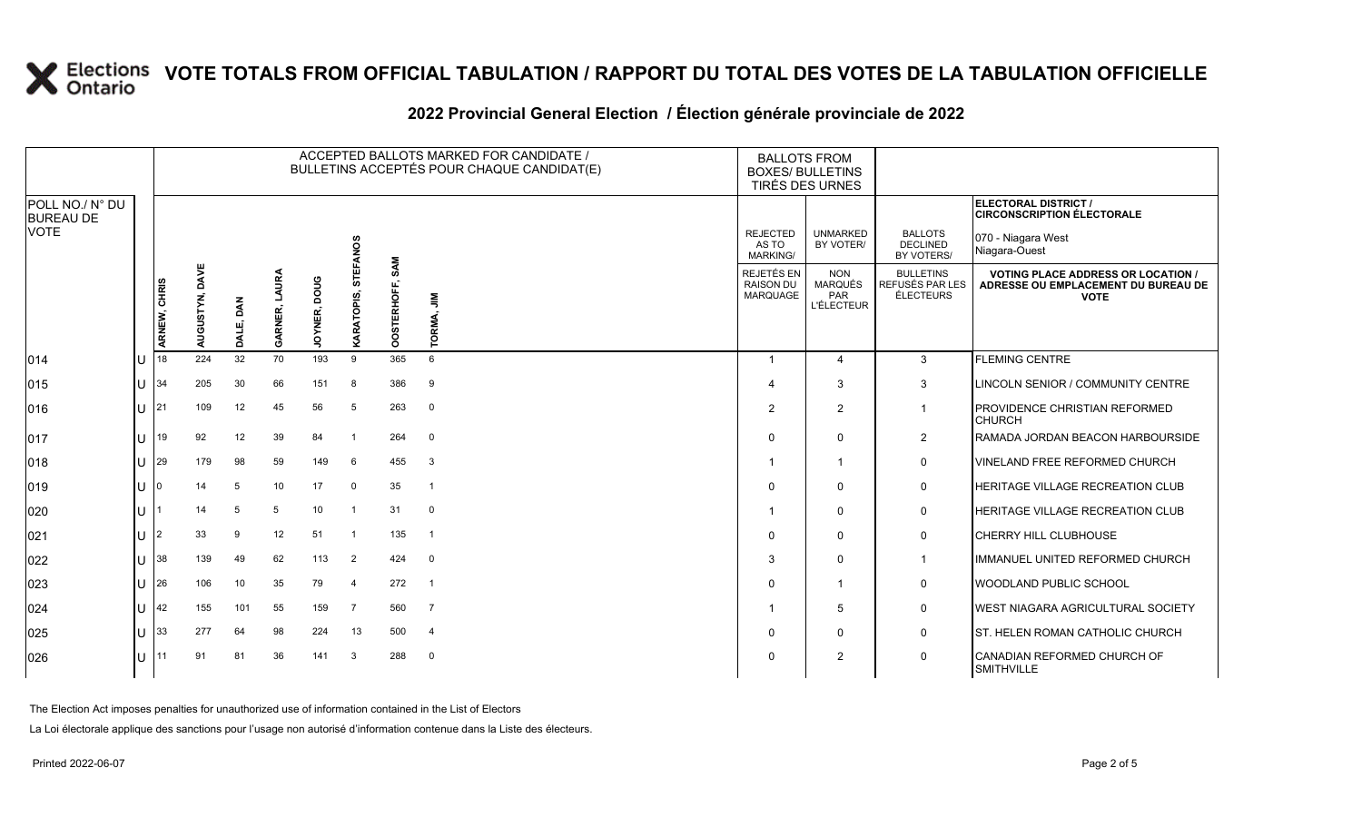# VOTE TOTALS FROM OFFICIAL TABULATION / RAPPORT DU TOTAL DES VOTES DE LA TABULATION OFFICIELLE

## 2022 Provincial General Election / Élection générale provinciale de 2022

ELECTORAL DISTRICT / CIRCONSCRIPTION ÉLECTORALE: 070 - Niagara West / Niagara-Ouest

| POLL NO./ N° DU BUREAU DE VOTE | | ARNEW, CHRIS | AUGUSTYN, DAVE | DALE, DAN | GARNER, LAURA | JOYNER, DOUG | KARATOPIS, STEFANOS | OOSTERHOFF, SAM | TORMA, JIM | REJECTED AS TO MARKING/ REJETÉS EN RAISON DU MARQUAGE | UNMARKED BY VOTER/ NON MARQUÉS PAR L'ÉLECTEUR | BALLOTS DECLINED BY VOTERS/ BULLETINS REFUSÉS PAR LES ÉLECTEURS | VOTING PLACE ADDRESS OR LOCATION / ADRESSE OU EMPLACEMENT DU BUREAU DE VOTE |
|---|---|---|---|---|---|---|---|---|---|---|---|---|---|
| 014 | U | 18 | 224 | 32 | 70 | 193 | 9 | 365 | 6 | 1 | 4 | 3 | FLEMING CENTRE |
| 015 | U | 34 | 205 | 30 | 66 | 151 | 8 | 386 | 9 | 4 | 3 | 3 | LINCOLN SENIOR / COMMUNITY CENTRE |
| 016 | U | 21 | 109 | 12 | 45 | 56 | 5 | 263 | 0 | 2 | 2 | 1 | PROVIDENCE CHRISTIAN REFORMED CHURCH |
| 017 | U | 19 | 92 | 12 | 39 | 84 | 1 | 264 | 0 | 0 | 0 | 2 | RAMADA JORDAN BEACON HARBOURSIDE |
| 018 | U | 29 | 179 | 98 | 59 | 149 | 6 | 455 | 3 | 1 | 1 | 0 | VINELAND FREE REFORMED CHURCH |
| 019 | U | 0 | 14 | 5 | 10 | 17 | 0 | 35 | 1 | 0 | 0 | 0 | HERITAGE VILLAGE RECREATION CLUB |
| 020 | U | 1 | 14 | 5 | 5 | 10 | 1 | 31 | 0 | 1 | 0 | 0 | HERITAGE VILLAGE RECREATION CLUB |
| 021 | U | 2 | 33 | 9 | 12 | 51 | 1 | 135 | 1 | 0 | 0 | 0 | CHERRY HILL CLUBHOUSE |
| 022 | U | 38 | 139 | 49 | 62 | 113 | 2 | 424 | 0 | 3 | 0 | 1 | IMMANUEL UNITED REFORMED CHURCH |
| 023 | U | 26 | 106 | 10 | 35 | 79 | 4 | 272 | 1 | 0 | 1 | 0 | WOODLAND PUBLIC SCHOOL |
| 024 | U | 42 | 155 | 101 | 55 | 159 | 7 | 560 | 7 | 1 | 5 | 0 | WEST NIAGARA AGRICULTURAL SOCIETY |
| 025 | U | 33 | 277 | 64 | 98 | 224 | 13 | 500 | 4 | 0 | 0 | 0 | ST. HELEN ROMAN CATHOLIC CHURCH |
| 026 | U | 11 | 91 | 81 | 36 | 141 | 3 | 288 | 0 | 0 | 2 | 0 | CANADIAN REFORMED CHURCH OF SMITHVILLE |

The Election Act imposes penalties for unauthorized use of information contained in the List of Electors

La Loi électorale applique des sanctions pour l'usage non autorisé d'information contenue dans la Liste des électeurs.

Printed 2022-06-07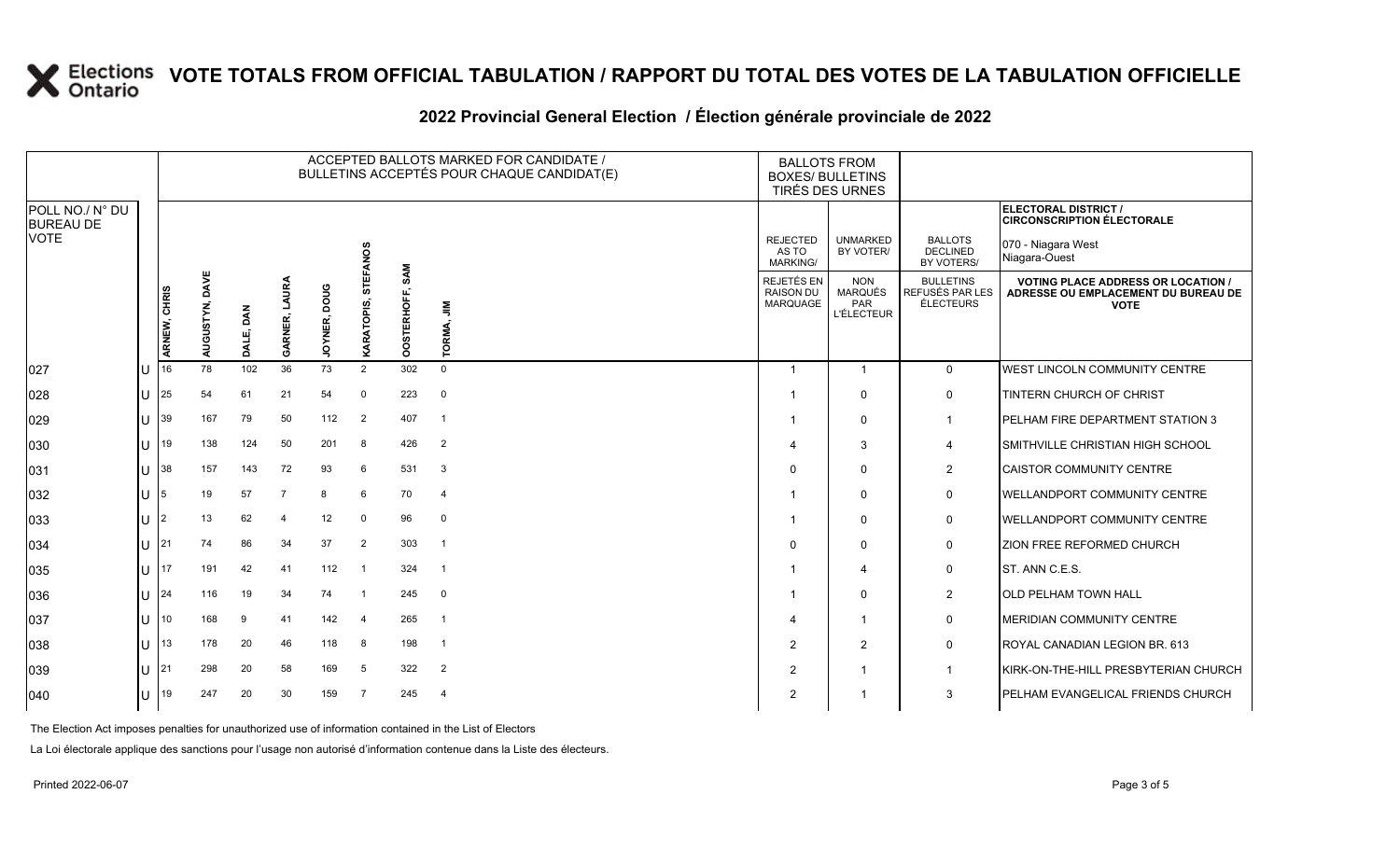# VOTE TOTALS FROM OFFICIAL TABULATION / RAPPORT DU TOTAL DES VOTES DE LA TABULATION OFFICIELLE

## 2022 Provincial General Election / Élection générale provinciale de 2022

ELECTORAL DISTRICT / CIRCONSCRIPTION ÉLECTORALE: 070 - Niagara West / Niagara-Ouest

| POLL NO./ N° DU BUREAU DE VOTE | | ARNEW, CHRIS | AUGUSTYN, DAVE | DALE, DAN | GARNER, LAURA | JOYNER, DOUG | KARATOPIS, STEFANOS | OOSTERHOFF, SAM | TORMA, JIM | REJECTED AS TO MARKING/ REJETÉS EN RAISON DU MARQUAGE | UNMARKED BY VOTER/ NON MARQUÉS PAR L'ÉLECTEUR | BALLOTS DECLINED BY VOTERS/ BULLETINS REFUSÉS PAR LES ÉLECTEURS | VOTING PLACE ADDRESS OR LOCATION / ADRESSE OU EMPLACEMENT DU BUREAU DE VOTE |
|---|---|---|---|---|---|---|---|---|---|---|---|---|---|
| 027 | U | 16 | 78 | 102 | 36 | 73 | 2 | 302 | 0 | 1 | 1 | 0 | WEST LINCOLN COMMUNITY CENTRE |
| 028 | U | 25 | 54 | 61 | 21 | 54 | 0 | 223 | 0 | 1 | 0 | 0 | TINTERN CHURCH OF CHRIST |
| 029 | U | 39 | 167 | 79 | 50 | 112 | 2 | 407 | 1 | 1 | 0 | 1 | PELHAM FIRE DEPARTMENT STATION 3 |
| 030 | U | 19 | 138 | 124 | 50 | 201 | 8 | 426 | 2 | 4 | 3 | 4 | SMITHVILLE CHRISTIAN HIGH SCHOOL |
| 031 | U | 38 | 157 | 143 | 72 | 93 | 6 | 531 | 3 | 0 | 0 | 2 | CAISTOR COMMUNITY CENTRE |
| 032 | U | 5 | 19 | 57 | 7 | 8 | 6 | 70 | 4 | 1 | 0 | 0 | WELLANDPORT COMMUNITY CENTRE |
| 033 | U | 2 | 13 | 62 | 4 | 12 | 0 | 96 | 0 | 1 | 0 | 0 | WELLANDPORT COMMUNITY CENTRE |
| 034 | U | 21 | 74 | 86 | 34 | 37 | 2 | 303 | 1 | 0 | 0 | 0 | ZION FREE REFORMED CHURCH |
| 035 | U | 17 | 191 | 42 | 41 | 112 | 1 | 324 | 1 | 1 | 4 | 0 | ST. ANN C.E.S. |
| 036 | U | 24 | 116 | 19 | 34 | 74 | 1 | 245 | 0 | 1 | 0 | 2 | OLD PELHAM TOWN HALL |
| 037 | U | 10 | 168 | 9 | 41 | 142 | 4 | 265 | 1 | 4 | 1 | 0 | MERIDIAN COMMUNITY CENTRE |
| 038 | U | 13 | 178 | 20 | 46 | 118 | 8 | 198 | 1 | 2 | 2 | 0 | ROYAL CANADIAN LEGION BR. 613 |
| 039 | U | 21 | 298 | 20 | 58 | 169 | 5 | 322 | 2 | 2 | 1 | 1 | KIRK-ON-THE-HILL PRESBYTERIAN CHURCH |
| 040 | U | 19 | 247 | 20 | 30 | 159 | 7 | 245 | 4 | 2 | 1 | 3 | PELHAM EVANGELICAL FRIENDS CHURCH |

The Election Act imposes penalties for unauthorized use of information contained in the List of Electors

La Loi électorale applique des sanctions pour l'usage non autorisé d'information contenue dans la Liste des électeurs.

Printed 2022-06-07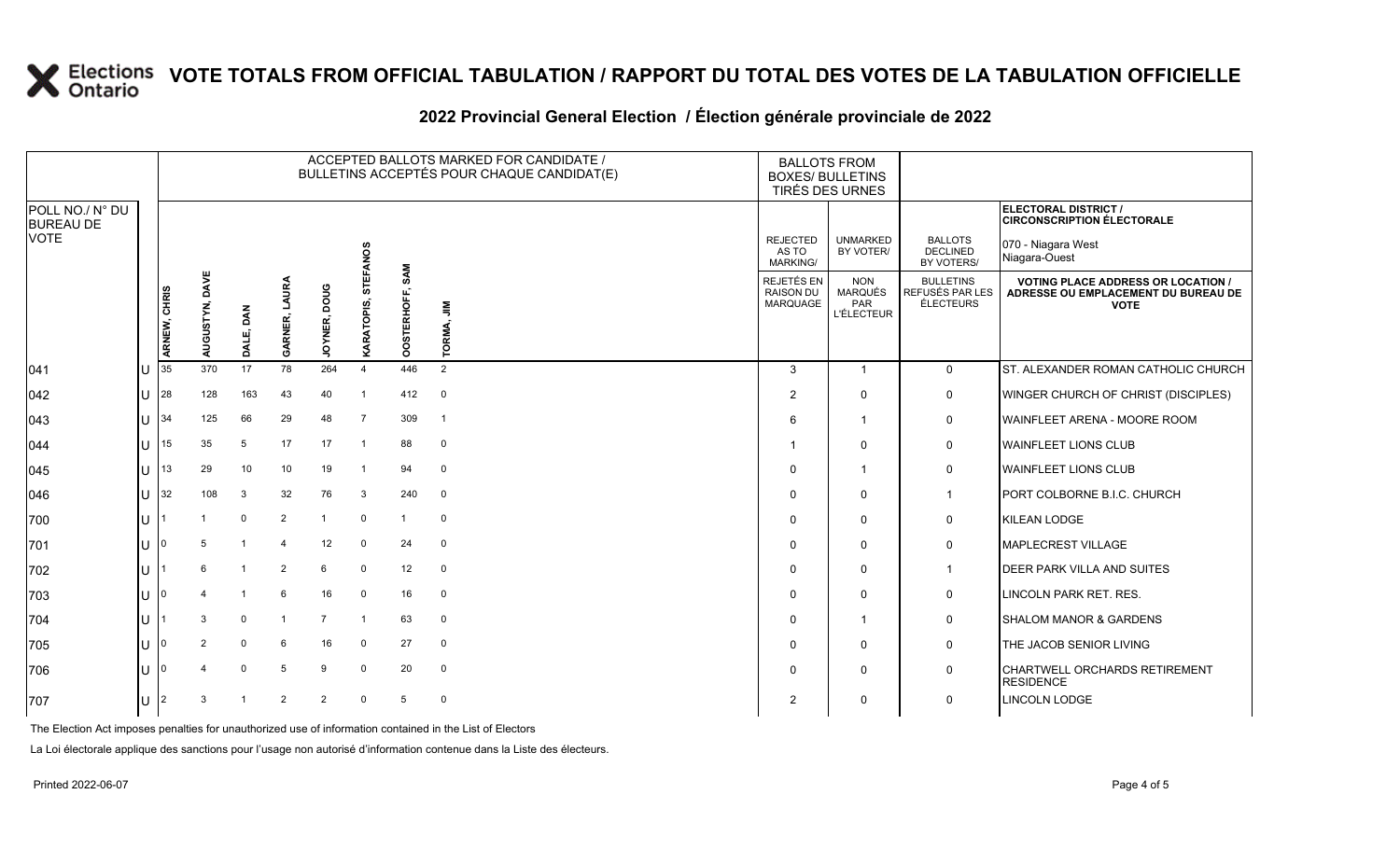# VOTE TOTALS FROM OFFICIAL TABULATION / RAPPORT DU TOTAL DES VOTES DE LA TABULATION OFFICIELLE

## 2022 Provincial General Election / Élection générale provinciale de 2022

ELECTORAL DISTRICT / CIRCONSCRIPTION ÉLECTORALE: 070 - Niagara West / Niagara-Ouest

| POLL NO./ N° DU BUREAU DE VOTE | | ACCEPTED BALLOTS MARKED FOR CANDIDATE / BULLETINS ACCEPTÉS POUR CHAQUE CANDIDAT(E) | | | | | | | | BALLOTS FROM BOXES/ BULLETINS TIRÉS DES URNES | | | |
|---|---|---|---|---|---|---|---|---|---|---|---|---|---|
| | | ARNEW, CHRIS | AUGUSTYN, DAVE | DALE, DAN | GARNER, LAURA | JOYNER, DOUG | KARATOPIS, STEFANOS | OOSTERHOFF, SAM | TORMA, JIM | REJECTED AS TO MARKING/ REJETÉS EN RAISON DU MARQUAGE | UNMARKED BY VOTER/ NON MARQUÉS PAR L'ÉLECTEUR | BALLOTS DECLINED BY VOTERS/ BULLETINS REFUSÉS PAR LES ÉLECTEURS | VOTING PLACE ADDRESS OR LOCATION / ADRESSE OU EMPLACEMENT DU BUREAU DE VOTE |
| 041 | U | 35 | 370 | 17 | 78 | 264 | 4 | 446 | 2 | 3 | 1 | 0 | ST. ALEXANDER ROMAN CATHOLIC CHURCH |
| 042 | U | 28 | 128 | 163 | 43 | 40 | 1 | 412 | 0 | 2 | 0 | 0 | WINGER CHURCH OF CHRIST (DISCIPLES) |
| 043 | U | 34 | 125 | 66 | 29 | 48 | 7 | 309 | 1 | 6 | 1 | 0 | WAINFLEET ARENA - MOORE ROOM |
| 044 | U | 15 | 35 | 5 | 17 | 17 | 1 | 88 | 0 | 1 | 0 | 0 | WAINFLEET LIONS CLUB |
| 045 | U | 13 | 29 | 10 | 10 | 19 | 1 | 94 | 0 | 0 | 1 | 0 | WAINFLEET LIONS CLUB |
| 046 | U | 32 | 108 | 3 | 32 | 76 | 3 | 240 | 0 | 0 | 0 | 1 | PORT COLBORNE B.I.C. CHURCH |
| 700 | U | 1 | 1 | 0 | 2 | 1 | 0 | 1 | 0 | 0 | 0 | 0 | KILEAN LODGE |
| 701 | U | 0 | 5 | 1 | 4 | 12 | 0 | 24 | 0 | 0 | 0 | 0 | MAPLECREST VILLAGE |
| 702 | U | 1 | 6 | 1 | 2 | 6 | 0 | 12 | 0 | 0 | 0 | 1 | DEER PARK VILLA AND SUITES |
| 703 | U | 0 | 4 | 1 | 6 | 16 | 0 | 16 | 0 | 0 | 0 | 0 | LINCOLN PARK RET. RES. |
| 704 | U | 1 | 3 | 0 | 1 | 7 | 1 | 63 | 0 | 0 | 1 | 0 | SHALOM MANOR & GARDENS |
| 705 | U | 0 | 2 | 0 | 6 | 16 | 0 | 27 | 0 | 0 | 0 | 0 | THE JACOB SENIOR LIVING |
| 706 | U | 0 | 4 | 0 | 5 | 9 | 0 | 20 | 0 | 0 | 0 | 0 | CHARTWELL ORCHARDS RETIREMENT RESIDENCE |
| 707 | U | 2 | 3 | 1 | 2 | 2 | 0 | 5 | 0 | 2 | 0 | 0 | LINCOLN LODGE |

The Election Act imposes penalties for unauthorized use of information contained in the List of Electors

La Loi électorale applique des sanctions pour l'usage non autorisé d'information contenue dans la Liste des électeurs.

Printed 2022-06-07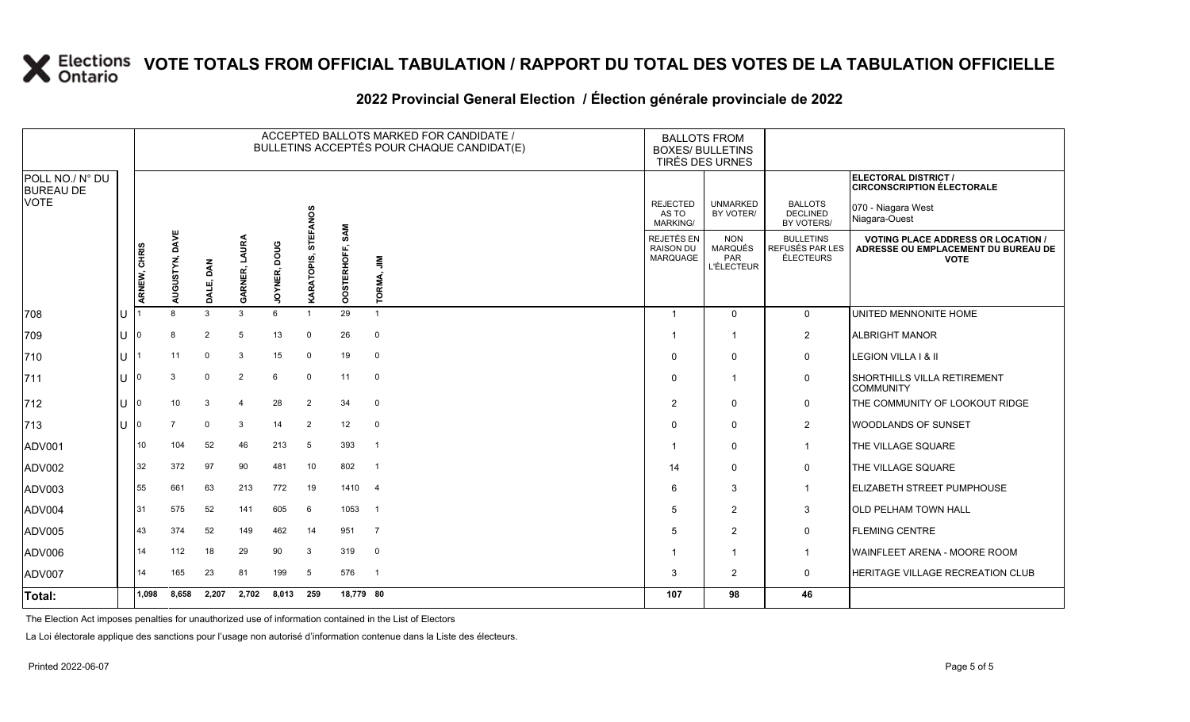# VOTE TOTALS FROM OFFICIAL TABULATION / RAPPORT DU TOTAL DES VOTES DE LA TABULATION OFFICIELLE

## 2022 Provincial General Election / Élection générale provinciale de 2022

| POLL NO./ N° DU BUREAU DE VOTE | | ACCEPTED BALLOTS MARKED FOR CANDIDATE / BULLETINS ACCEPTÉS POUR CHAQUE CANDIDAT(E) | | | | | | | | BALLOTS FROM BOXES/ BULLETINS TIRÉS DES URNES | | | ELECTORAL DISTRICT / CIRCONSCRIPTION ÉLECTORALE 070 - Niagara West Niagara-Ouest |
|---|---|---|---|---|---|---|---|---|---|---|---|---|---|
| | | ARNEW, CHRIS | AUGUSTYN, DAVE | DALE, DAN | GARNER, LAURA | JOYNER, DOUG | KARATOPIS, STEFANOS | OOSTERHOFF, SAM | TORMA, JIM | REJECTED AS TO MARKING/ REJETÉS EN RAISON DU MARQUAGE | UNMARKED BY VOTER/ NON MARQUÉS PAR L'ÉLECTEUR | BALLOTS DECLINED BY VOTERS/ BULLETINS REFUSÉS PAR LES ÉLECTEURS | VOTING PLACE ADDRESS OR LOCATION / ADRESSE OU EMPLACEMENT DU BUREAU DE VOTE |
| 708 | U | 1 | 8 | 3 | 3 | 6 | 1 | 29 | 1 | 1 | 0 | 0 | UNITED MENNONITE HOME |
| 709 | U | 0 | 8 | 2 | 5 | 13 | 0 | 26 | 0 | 1 | 1 | 2 | ALBRIGHT MANOR |
| 710 | U | 1 | 11 | 0 | 3 | 15 | 0 | 19 | 0 | 0 | 0 | 0 | LEGION VILLA I & II |
| 711 | U | 0 | 3 | 0 | 2 | 6 | 0 | 11 | 0 | 0 | 1 | 0 | SHORTHILLS VILLA RETIREMENT COMMUNITY |
| 712 | U | 0 | 10 | 3 | 4 | 28 | 2 | 34 | 0 | 2 | 0 | 0 | THE COMMUNITY OF LOOKOUT RIDGE |
| 713 | U | 0 | 7 | 0 | 3 | 14 | 2 | 12 | 0 | 0 | 0 | 2 | WOODLANDS OF SUNSET |
| ADV001 | | 10 | 104 | 52 | 46 | 213 | 5 | 393 | 1 | 1 | 0 | 1 | THE VILLAGE SQUARE |
| ADV002 | | 32 | 372 | 97 | 90 | 481 | 10 | 802 | 1 | 14 | 0 | 0 | THE VILLAGE SQUARE |
| ADV003 | | 55 | 661 | 63 | 213 | 772 | 19 | 1410 | 4 | 6 | 3 | 1 | ELIZABETH STREET PUMPHOUSE |
| ADV004 | | 31 | 575 | 52 | 141 | 605 | 6 | 1053 | 1 | 5 | 2 | 3 | OLD PELHAM TOWN HALL |
| ADV005 | | 43 | 374 | 52 | 149 | 462 | 14 | 951 | 7 | 5 | 2 | 0 | FLEMING CENTRE |
| ADV006 | | 14 | 112 | 18 | 29 | 90 | 3 | 319 | 0 | 1 | 1 | 1 | WAINFLEET ARENA - MOORE ROOM |
| ADV007 | | 14 | 165 | 23 | 81 | 199 | 5 | 576 | 1 | 3 | 2 | 0 | HERITAGE VILLAGE RECREATION CLUB |
| **Total:** | | 1,098 | 8,658 | 2,207 | 2,702 | 8,013 | 259 | 18,779 | 80 | 107 | 98 | 46 | |

The Election Act imposes penalties for unauthorized use of information contained in the List of Electors

La Loi électorale applique des sanctions pour l'usage non autorisé d'information contenue dans la Liste des électeurs.

Printed 2022-06-07